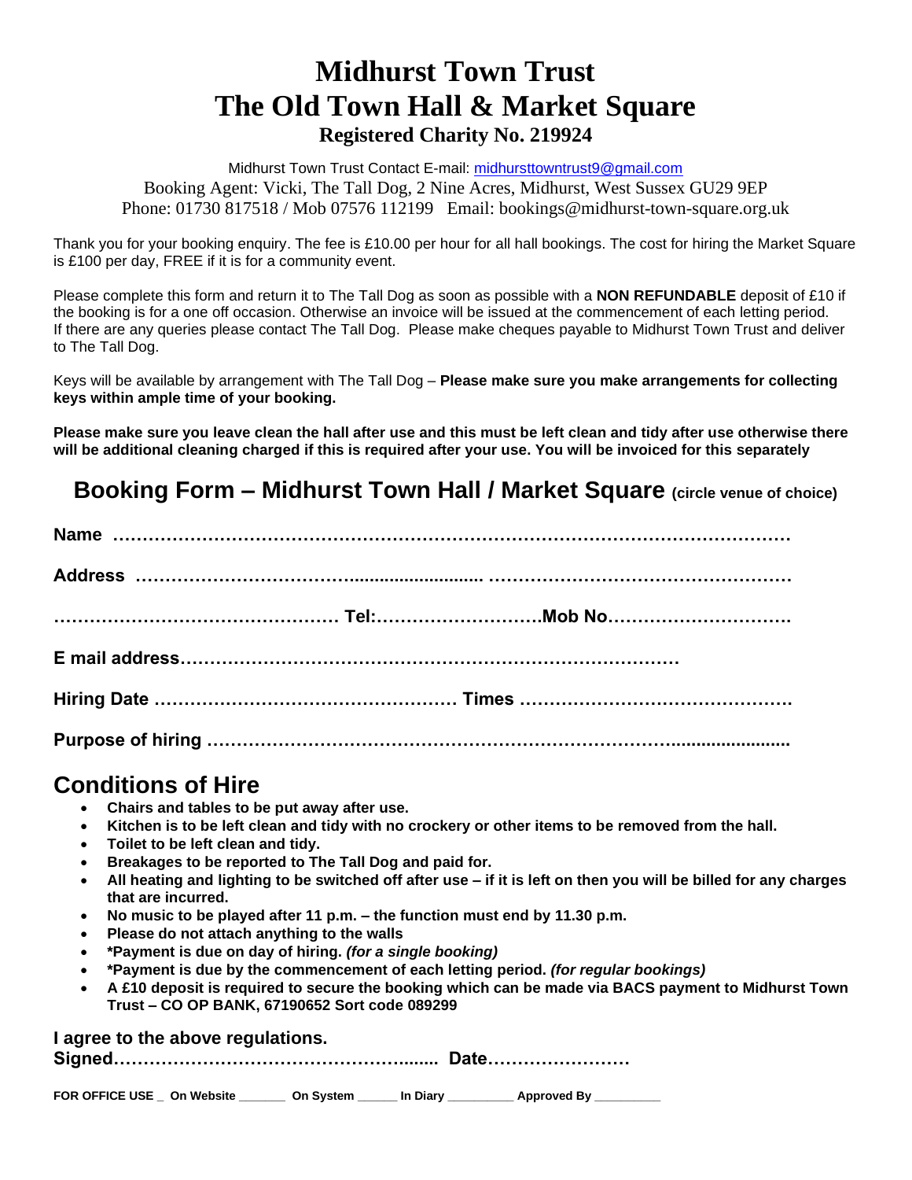# Midhurst Town Trust
# The Old Town Hall & Market Square
### Registered Charity No. 219924

Midhurst Town Trust Contact E-mail: midhursttowntrust9@gmail.com
Booking Agent: Vicki, The Tall Dog, 2 Nine Acres, Midhurst, West Sussex GU29 9EP
Phone: 01730 817518 / Mob 07576 112199 Email: bookings@midhurst-town-square.org.uk

Thank you for your booking enquiry. The fee is £10.00 per hour for all hall bookings. The cost for hiring the Market Square is £100 per day, FREE if it is for a community event.

Please complete this form and return it to The Tall Dog as soon as possible with a **NON REFUNDABLE** deposit of £10 if the booking is for a one off occasion. Otherwise an invoice will be issued at the commencement of each letting period. If there are any queries please contact The Tall Dog. Please make cheques payable to Midhurst Town Trust and deliver to The Tall Dog.

Keys will be available by arrangement with The Tall Dog – **Please make sure you make arrangements for collecting keys within ample time of your booking.**

**Please make sure you leave clean the hall after use and this must be left clean and tidy after use otherwise there will be additional cleaning charged if this is required after your use. You will be invoiced for this separately**

## Booking Form – Midhurst Town Hall / Market Square (circle venue of choice)

**Name** ……………………………………………………………………………………………………

**Address** …………………………….......................... ……………………………………………

…………………………………………… **Tel:**……………………….**Mob No**………………………….

**E mail address**…………………………………………………………………………

**Hiring Date** …………………………………………… **Times** ……………………………………….

**Purpose of hiring** ……………………………………………………………………........................

## Conditions of Hire

- **Chairs and tables to be put away after use.**
- **Kitchen is to be left clean and tidy with no crockery or other items to be removed from the hall.**
- **Toilet to be left clean and tidy.**
- **Breakages to be reported to The Tall Dog and paid for.**
- **All heating and lighting to be switched off after use – if it is left on then you will be billed for any charges that are incurred.**
- **No music to be played after 11 p.m. – the function must end by 11.30 p.m.**
- **Please do not attach anything to the walls**
- **\*Payment is due on day of hiring.** ***(for a single booking)***
- **\*Payment is due by the commencement of each letting period.** ***(for regular bookings)***
- **A £10 deposit is required to secure the booking which can be made via BACS payment to Midhurst Town Trust – CO OP BANK, 67190652 Sort code 089299**

**I agree to the above regulations.**
**Signed**……………………………………………........ **Date**……………………

**FOR OFFICE USE _ On Website _______ On System ______ In Diary __________ Approved By __________**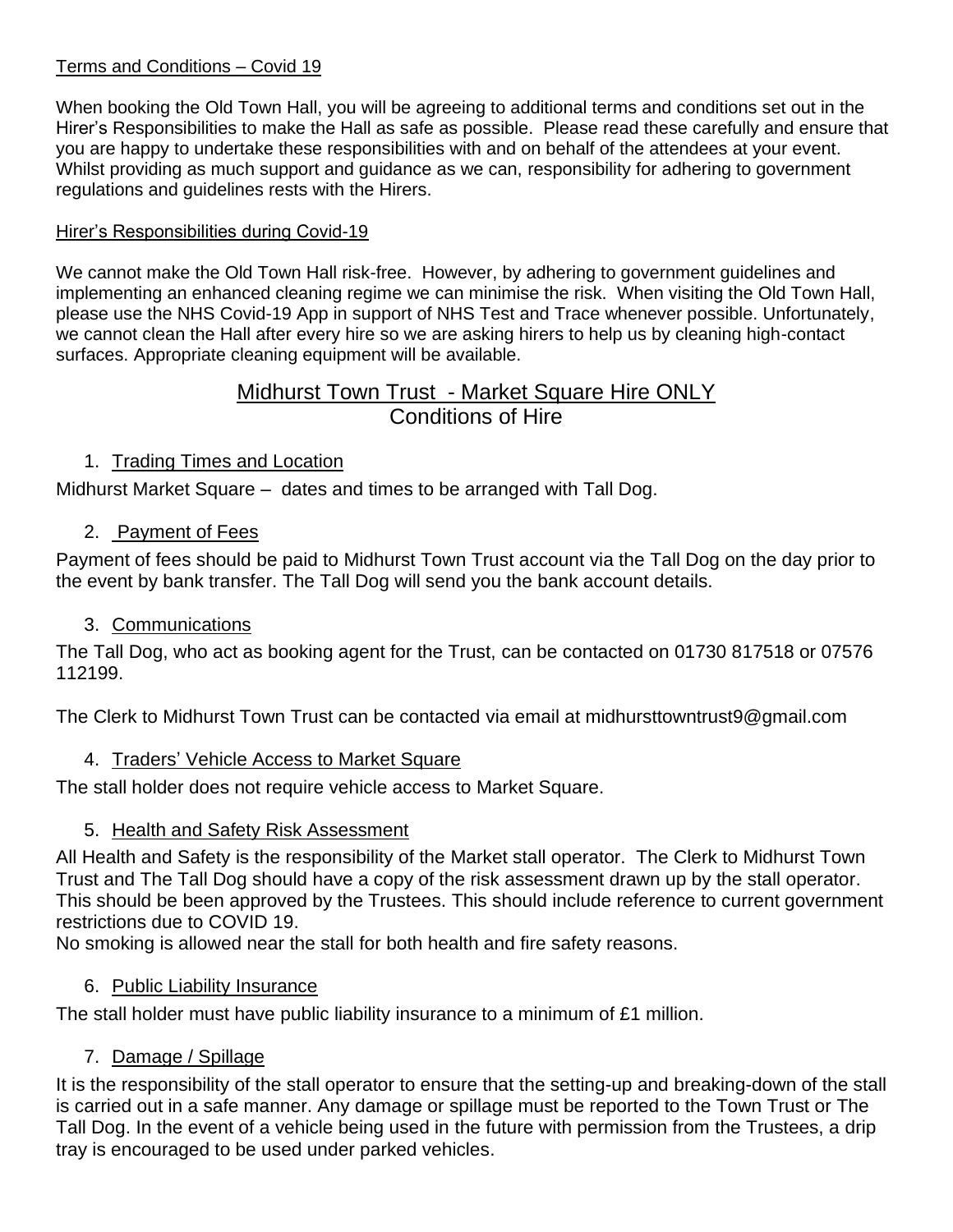Terms and Conditions – Covid 19

When booking the Old Town Hall, you will be agreeing to additional terms and conditions set out in the Hirer's Responsibilities to make the Hall as safe as possible. Please read these carefully and ensure that you are happy to undertake these responsibilities with and on behalf of the attendees at your event. Whilst providing as much support and guidance as we can, responsibility for adhering to government regulations and guidelines rests with the Hirers.

Hirer's Responsibilities during Covid-19

We cannot make the Old Town Hall risk-free. However, by adhering to government guidelines and implementing an enhanced cleaning regime we can minimise the risk. When visiting the Old Town Hall, please use the NHS Covid-19 App in support of NHS Test and Trace whenever possible. Unfortunately, we cannot clean the Hall after every hire so we are asking hirers to help us by cleaning high-contact surfaces. Appropriate cleaning equipment will be available.

## Midhurst Town Trust - Market Square Hire ONLY
## Conditions of Hire

1. Trading Times and Location

Midhurst Market Square – dates and times to be arranged with Tall Dog.

2. Payment of Fees

Payment of fees should be paid to Midhurst Town Trust account via the Tall Dog on the day prior to the event by bank transfer. The Tall Dog will send you the bank account details.

3. Communications

The Tall Dog, who act as booking agent for the Trust, can be contacted on 01730 817518 or 07576 112199.

The Clerk to Midhurst Town Trust can be contacted via email at midhursttowntrust9@gmail.com

4. Traders' Vehicle Access to Market Square

The stall holder does not require vehicle access to Market Square.

5. Health and Safety Risk Assessment

All Health and Safety is the responsibility of the Market stall operator. The Clerk to Midhurst Town Trust and The Tall Dog should have a copy of the risk assessment drawn up by the stall operator. This should be been approved by the Trustees. This should include reference to current government restrictions due to COVID 19.
No smoking is allowed near the stall for both health and fire safety reasons.

6. Public Liability Insurance

The stall holder must have public liability insurance to a minimum of £1 million.

7. Damage / Spillage

It is the responsibility of the stall operator to ensure that the setting-up and breaking-down of the stall is carried out in a safe manner. Any damage or spillage must be reported to the Town Trust or The Tall Dog. In the event of a vehicle being used in the future with permission from the Trustees, a drip tray is encouraged to be used under parked vehicles.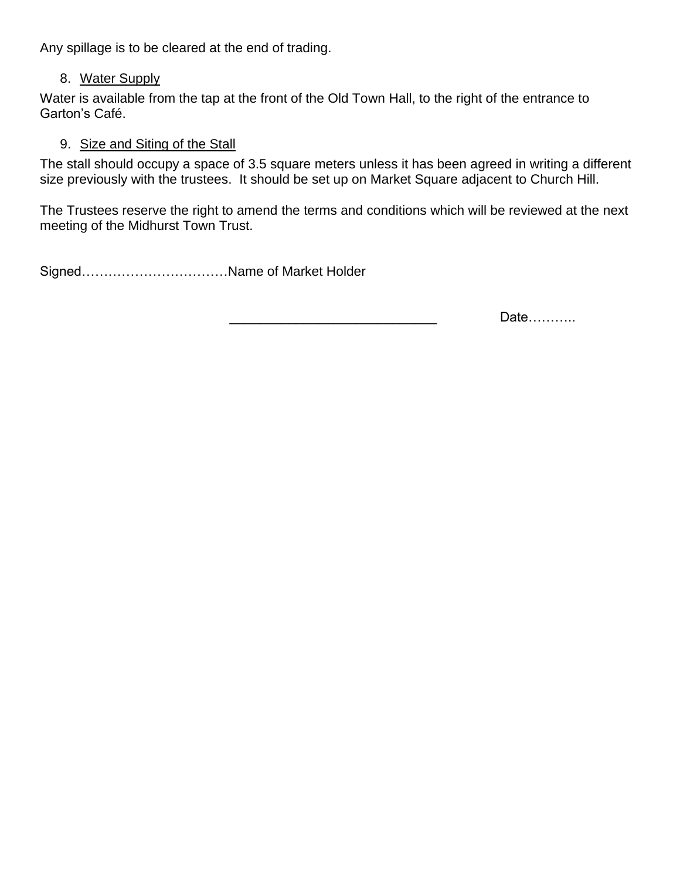Any spillage is to be cleared at the end of trading.

8. Water Supply

Water is available from the tap at the front of the Old Town Hall, to the right of the entrance to Garton's Café.

9. Size and Siting of the Stall

The stall should occupy a space of 3.5 square meters unless it has been agreed in writing a different size previously with the trustees. It should be set up on Market Square adjacent to Church Hill.

The Trustees reserve the right to amend the terms and conditions which will be reviewed at the next meeting of the Midhurst Town Trust.

Signed……………………………Name of Market Holder

____________________________ Date………..